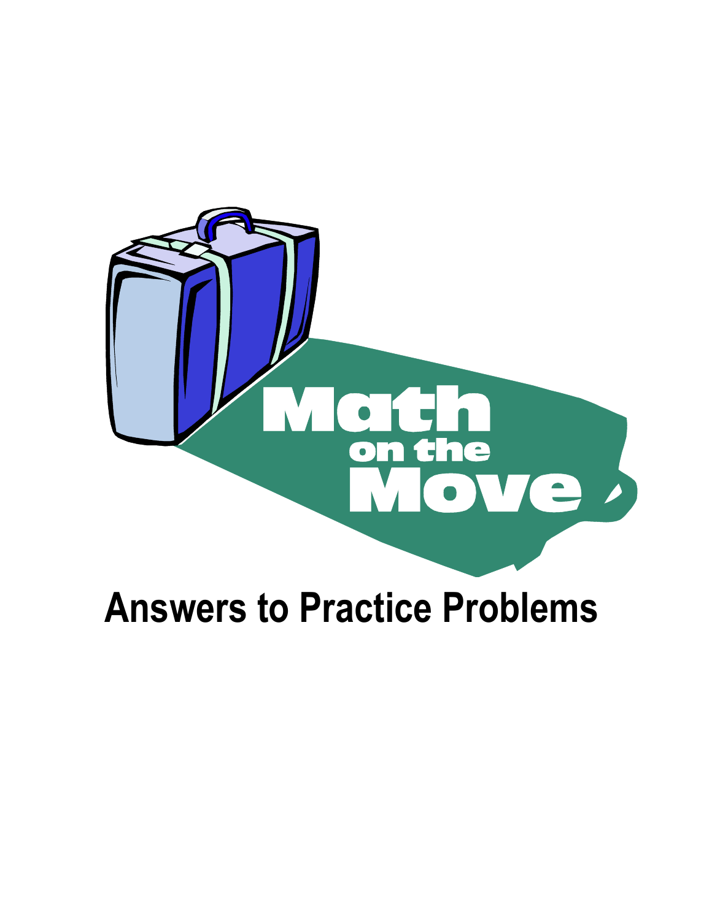# Math on the Move

# Answers to Practice Problems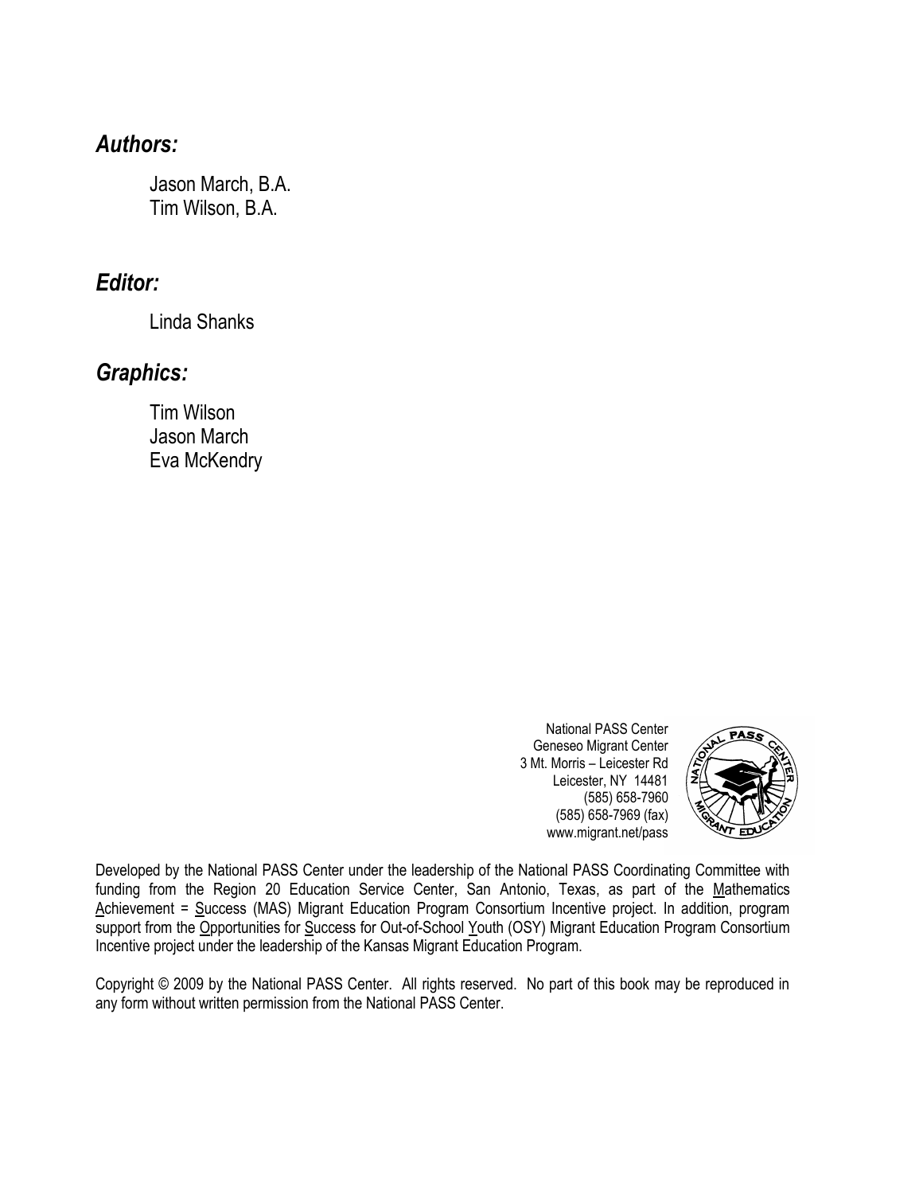***Authors:***

Jason March, B.A.
Tim Wilson, B.A.

***Editor:***

Linda Shanks

***Graphics:***

Tim Wilson
Jason March
Eva McKendry

National PASS Center
Geneseo Migrant Center
3 Mt. Morris – Leicester Rd
Leicester, NY 14481
(585) 658-7960
(585) 658-7969 (fax)
www.migrant.net/pass

Developed by the National PASS Center under the leadership of the National PASS Coordinating Committee with funding from the Region 20 Education Service Center, San Antonio, Texas, as part of the Mathematics Achievement = Success (MAS) Migrant Education Program Consortium Incentive project. In addition, program support from the Opportunities for Success for Out-of-School Youth (OSY) Migrant Education Program Consortium Incentive project under the leadership of the Kansas Migrant Education Program.

Copyright © 2009 by the National PASS Center. All rights reserved. No part of this book may be reproduced in any form without written permission from the National PASS Center.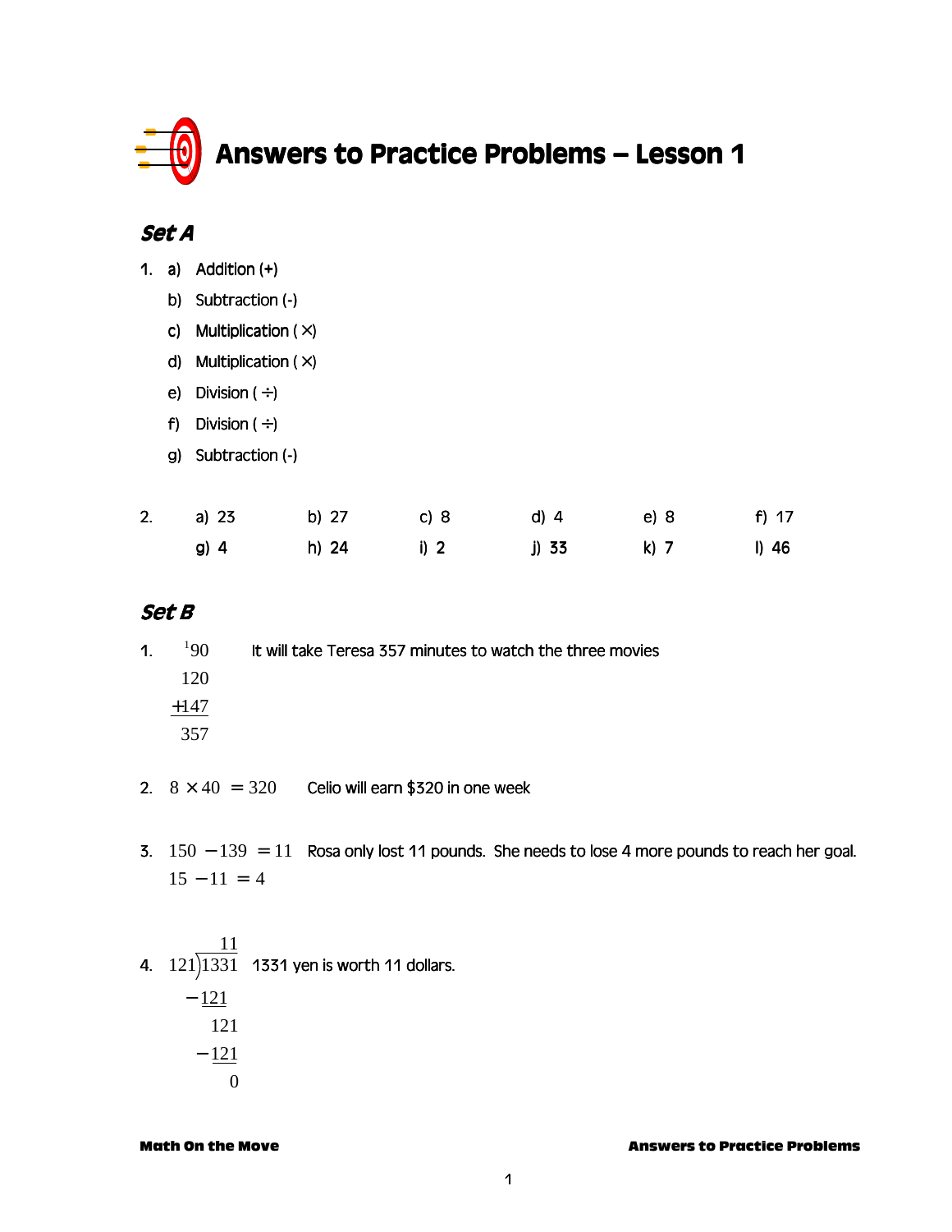# Answers to Practice Problems – Lesson 1

## *Set A*

1. a) Addition (+)
   b) Subtraction (-)
   c) Multiplication ( ×)
   d) Multiplication ( ×)
   e) Division ( ÷)
   f) Division ( ÷)
   g) Subtraction (-)

2.

| a) 23 | b) 27 | c) 8 | d) 4 | e) 8 | f) 17 |
|---|---|---|---|---|---|
| g) 4 | h) 24 | i) 2 | j) 33 | k) 7 | l) 46 |

## *Set B*

1. $$\begin{array}{r} {}^{1}90 \\ 120 \\ +147 \\ \hline 357 \end{array}$$ It will take Teresa 357 minutes to watch the three movies

2. $8 \times 40 = 320$ Celio will earn $320 in one week

3. $150 - 139 = 11$ Rosa only lost 11 pounds. She needs to lose 4 more pounds to reach her goal.
   $15 - 11 = 4$

4. $$\begin{array}{r} 11 \\ 121\overline{)1331} \\ -121 \\ \hline 121 \\ -121 \\ \hline 0 \end{array}$$ 1331 yen is worth 11 dollars.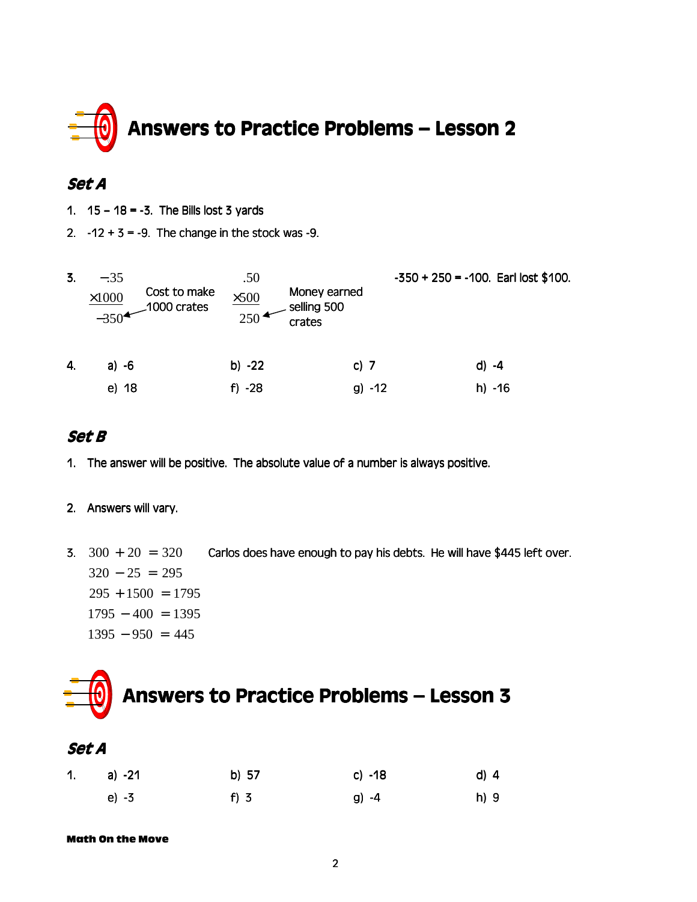# Answers to Practice Problems – Lesson 2

## *Set A*

1. 15 – 18 = -3. The Bills lost 3 yards
2. -12 + 3 = -9. The change in the stock was -9.
3. $$\begin{array}{r} -.35 \\ \times 1000 \\ \hline -350 \end{array}$$ ← Cost to make 1000 crates

   $$\begin{array}{r} .50 \\ \times 500 \\ \hline 250 \end{array}$$ ← Money earned selling 500 crates

   -350 + 250 = -100. Earl lost $100.

4. | | | | |
   |---|---|---|---|
   | a) -6 | b) -22 | c) 7 | d) -4 |
   | e) 18 | f) -28 | g) -12 | h) -16 |

## *Set B*

1. The answer will be positive. The absolute value of a number is always positive.
2. Answers will vary.
3. $$\begin{aligned} 300 + 20 &= 320 \\ 320 - 25 &= 295 \\ 295 + 1500 &= 1795 \\ 1795 - 400 &= 1395 \\ 1395 - 950 &= 445 \end{aligned}$$

   Carlos does have enough to pay his debts. He will have $445 left over.

# Answers to Practice Problems – Lesson 3

## *Set A*

1. | | | | |
   |---|---|---|---|
   | a) -21 | b) 57 | c) -18 | d) 4 |
   | e) -3 | f) 3 | g) -4 | h) 9 |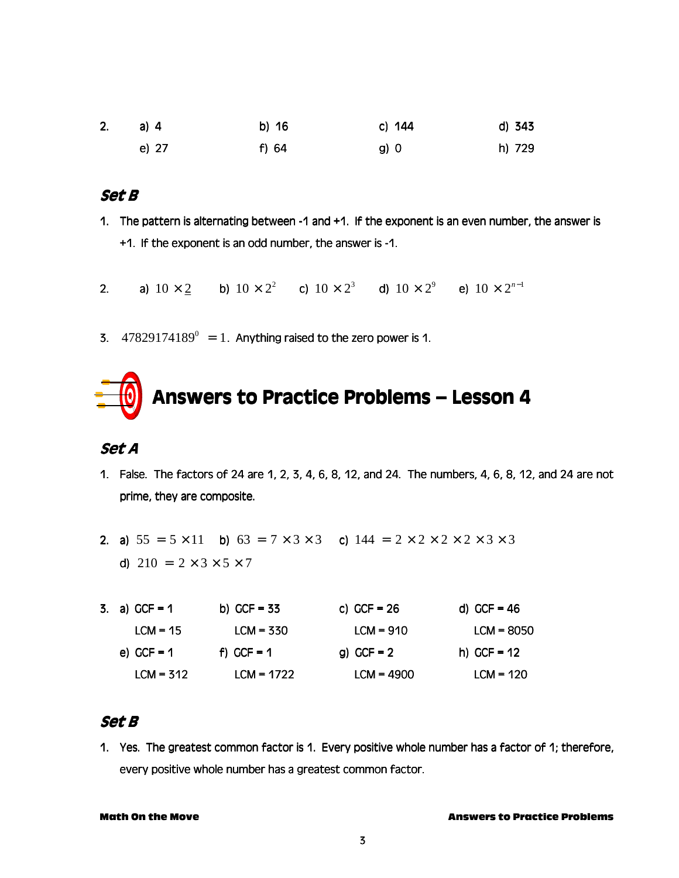2. a) 4 b) 16 c) 144 d) 343
   e) 27 f) 64 g) 0 h) 729

### *Set B*

1. The pattern is alternating between -1 and +1. If the exponent is an even number, the answer is +1. If the exponent is an odd number, the answer is -1.

2. a) $10 \times 2$ b) $10 \times 2^2$ c) $10 \times 2^3$ d) $10 \times 2^9$ e) $10 \times 2^{n-1}$

3. $47829174189^0 = 1$. Anything raised to the zero power is 1.

## Answers to Practice Problems – Lesson 4

### *Set A*

1. False. The factors of 24 are 1, 2, 3, 4, 6, 8, 12, and 24. The numbers, 4, 6, 8, 12, and 24 are not prime, they are composite.

2. a) $55 = 5 \times 11$ b) $63 = 7 \times 3 \times 3$ c) $144 = 2 \times 2 \times 2 \times 2 \times 3 \times 3$
   d) $210 = 2 \times 3 \times 5 \times 7$

3. a) GCF = 1, LCM = 15 b) GCF = 33, LCM = 330 c) GCF = 26, LCM = 910 d) GCF = 46, LCM = 8050
   e) GCF = 1, LCM = 312 f) GCF = 1, LCM = 1722 g) GCF = 2, LCM = 4900 h) GCF = 12, LCM = 120

### *Set B*

1. Yes. The greatest common factor is 1. Every positive whole number has a factor of 1; therefore, every positive whole number has a greatest common factor.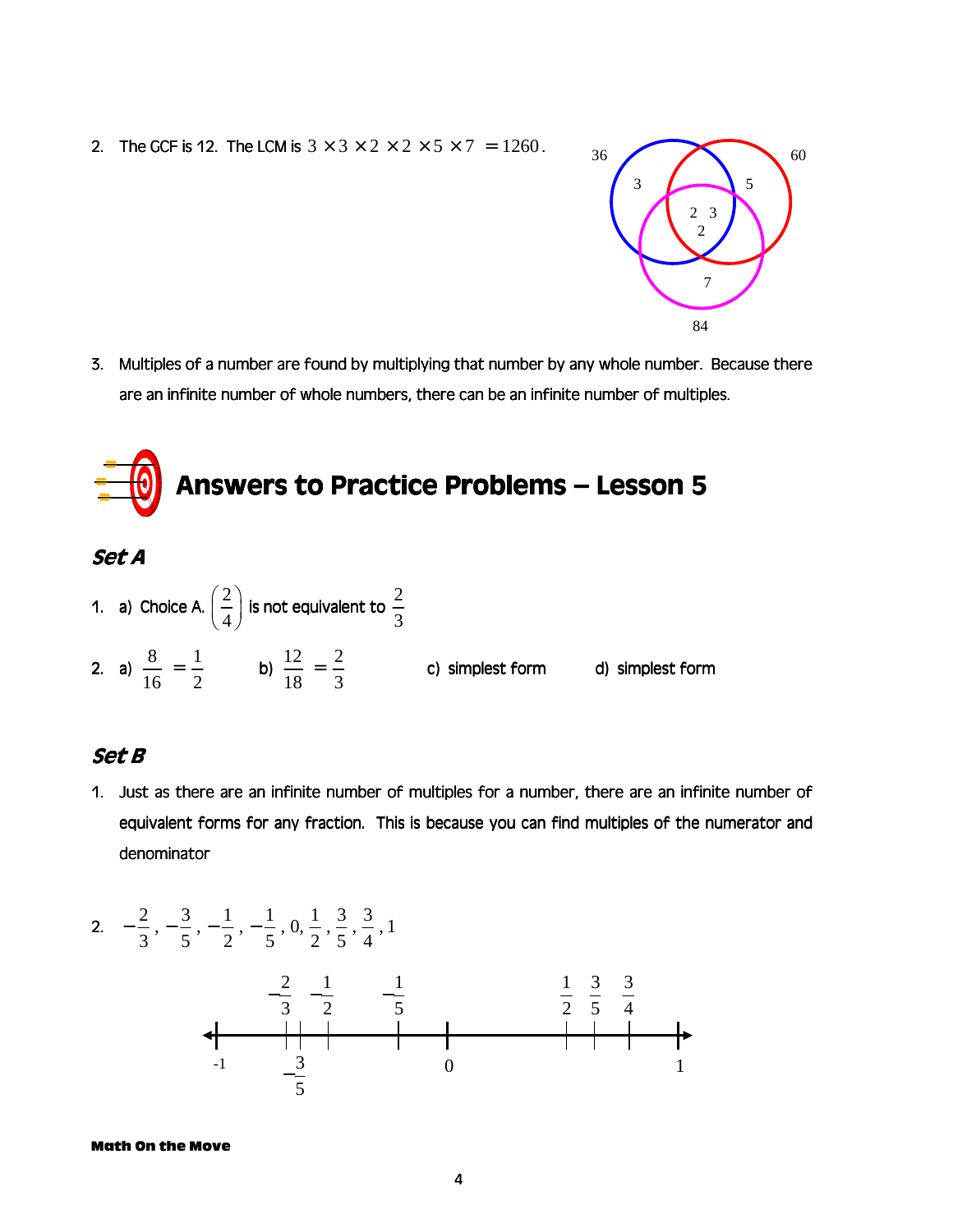2. The GCF is 12. The LCM is $3 \times 3 \times 2 \times 2 \times 5 \times 7 = 1260$.

36 60 84

3 5

2 3
2

7

3. Multiples of a number are found by multiplying that number by any whole number. Because there are an infinite number of whole numbers, there can be an infinite number of multiples.

## Answers to Practice Problems – Lesson 5

### *Set A*

1. a) Choice A. $\left(\frac{2}{4}\right)$ is not equivalent to $\frac{2}{3}$

2. a) $\frac{8}{16} = \frac{1}{2}$  b) $\frac{12}{18} = \frac{2}{3}$  c) simplest form  d) simplest form

### *Set B*

1. Just as there are an infinite number of multiples for a number, there are an infinite number of equivalent forms for any fraction. This is because you can find multiples of the numerator and denominator

2. $-\frac{2}{3}, -\frac{3}{5}, -\frac{1}{2}, -\frac{1}{5}, 0, \frac{1}{2}, \frac{3}{5}, \frac{3}{4}, 1$

$-\frac{2}{3}$  $-\frac{1}{2}$  $-\frac{1}{5}$  $\frac{1}{2}$  $\frac{3}{5}$  $\frac{3}{4}$

-1  $-\frac{3}{5}$  0  1

Math On the Move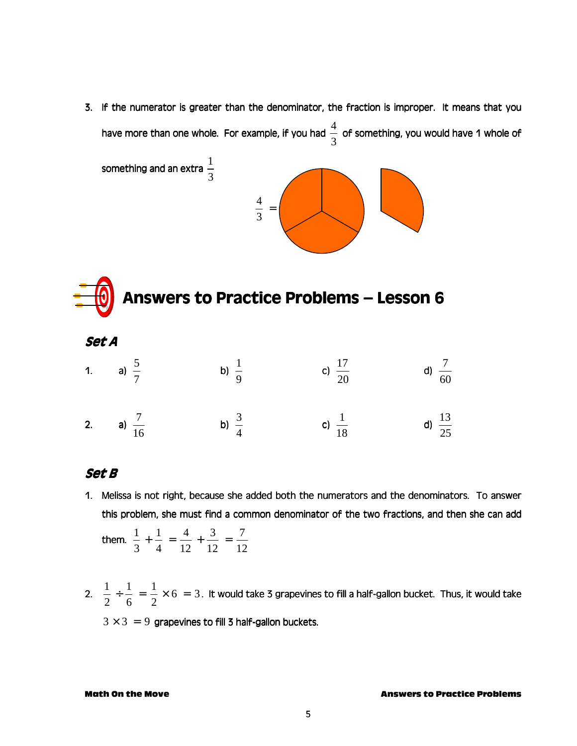3. If the numerator is greater than the denominator, the fraction is improper. It means that you have more than one whole. For example, if you had $\frac{4}{3}$ of something, you would have 1 whole of something and an extra $\frac{1}{3}$

$$\frac{4}{3} =$$

## Answers to Practice Problems – Lesson 6

### *Set A*

1. a) $\frac{5}{7}$ b) $\frac{1}{9}$ c) $\frac{17}{20}$ d) $\frac{7}{60}$

2. a) $\frac{7}{16}$ b) $\frac{3}{4}$ c) $\frac{1}{18}$ d) $\frac{13}{25}$

### *Set B*

1. Melissa is not right, because she added both the numerators and the denominators. To answer this problem, she must find a common denominator of the two fractions, and then she can add them. $\frac{1}{3} + \frac{1}{4} = \frac{4}{12} + \frac{3}{12} = \frac{7}{12}$

2. $\frac{1}{2} \div \frac{1}{6} = \frac{1}{2} \times 6 = 3$. It would take 3 grapevines to fill a half-gallon bucket. Thus, it would take $3 \times 3 = 9$ grapevines to fill 3 half-gallon buckets.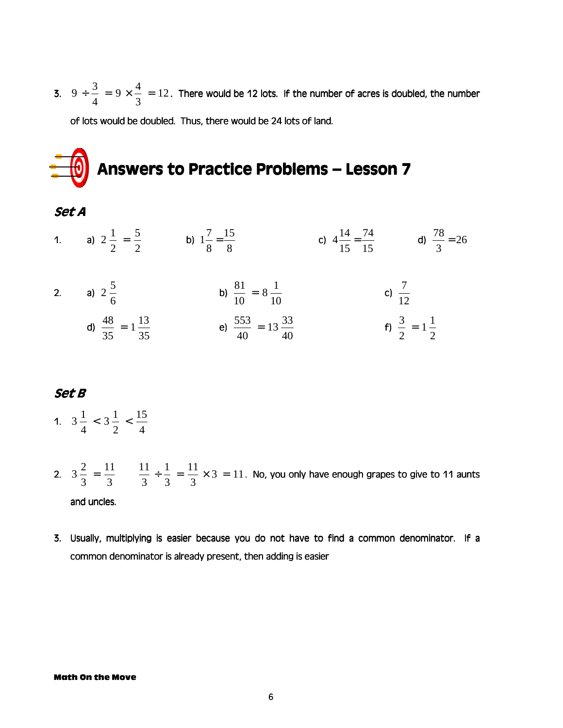3. $9 \div \frac{3}{4} = 9 \times \frac{4}{3} = 12$. There would be 12 lots. If the number of acres is doubled, the number of lots would be doubled. Thus, there would be 24 lots of land.

# Answers to Practice Problems – Lesson 7

## *Set A*

1. a) $2\frac{1}{2} = \frac{5}{2}$  b) $1\frac{7}{8} = \frac{15}{8}$  c) $4\frac{14}{15} = \frac{74}{15}$  d) $\frac{78}{3} = 26$

2. a) $2\frac{5}{6}$  b) $\frac{81}{10} = 8\frac{1}{10}$  c) $\frac{7}{12}$
   d) $\frac{48}{35} = 1\frac{13}{35}$  e) $\frac{553}{40} = 13\frac{33}{40}$  f) $\frac{3}{2} = 1\frac{1}{2}$

## *Set B*

1. $3\frac{1}{4} < 3\frac{1}{2} < \frac{15}{4}$

2. $3\frac{2}{3} = \frac{11}{3}$  $\frac{11}{3} \div \frac{1}{3} = \frac{11}{3} \times 3 = 11$. No, you only have enough grapes to give to 11 aunts and uncles.

3. Usually, multiplying is easier because you do not have to find a common denominator. If a common denominator is already present, then adding is easier

**Math On the Move**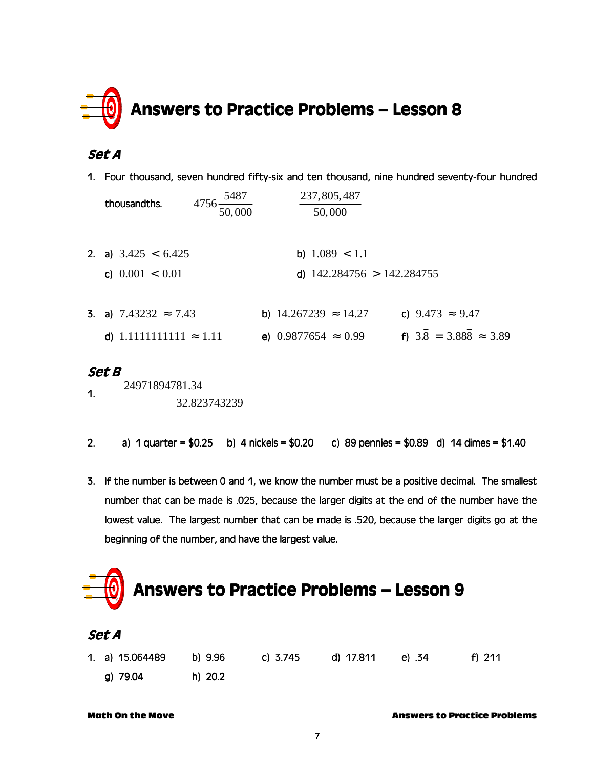# Answers to Practice Problems – Lesson 8

## *Set A*

1. Four thousand, seven hundred fifty-six and ten thousand, nine hundred seventy-four hundred thousandths. $4756\dfrac{5487}{50,000}$ $\dfrac{237,805,487}{50,000}$

2. a) $3.425 < 6.425$ b) $1.089 < 1.1$
   c) $0.001 < 0.01$ d) $142.284756 > 142.284755$

3. a) $7.43232 \approx 7.43$ b) $14.267239 \approx 14.27$ c) $9.473 \approx 9.47$
   d) $1.1111111111 \approx 1.11$ e) $0.9877654 \approx 0.99$ f) $3.\overline{8} = 3.88\overline{8} \approx 3.89$

## *Set B*

1. 24971894781.34
   32.823743239

2. a) 1 quarter = $0.25 b) 4 nickels = $0.20 c) 89 pennies = $0.89 d) 14 dimes = $1.40

3. If the number is between 0 and 1, we know the number must be a positive decimal. The smallest number that can be made is .025, because the larger digits at the end of the number have the lowest value. The largest number that can be made is .520, because the larger digits go at the beginning of the number, and have the largest value.

# Answers to Practice Problems – Lesson 9

## *Set A*

1. a) 15.064489 b) 9.96 c) 3.745 d) 17.811 e) .34 f) 211
   g) 79.04 h) 20.2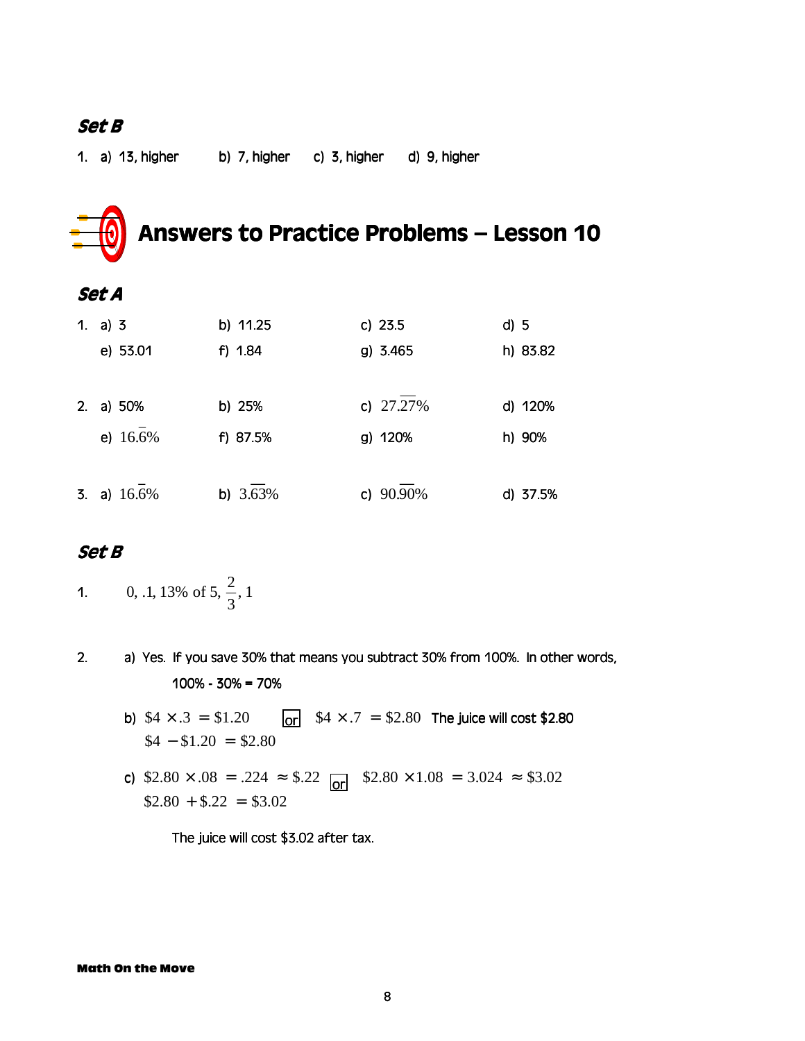### Set B

1. a) 13, higher  b) 7, higher  c) 3, higher  d) 9, higher

## Answers to Practice Problems – Lesson 10

### Set A

1. a) 3  b) 11.25  c) 23.5  d) 5
   e) 53.01  f) 1.84  g) 3.465  h) 83.82

2. a) 50%  b) 25%  c) $27.\overline{27}\%$  d) 120%
   e) $16.\overline{6}\%$  f) 87.5%  g) 120%  h) 90%

3. a) $16.\overline{6}\%$  b) $3.\overline{63}\%$  c) $90.\overline{90}\%$  d) 37.5%

### Set B

1. $0, .1, 13\% \text{ of } 5, \frac{2}{3}, 1$

2. a) Yes. If you save 30% that means you subtract 30% from 100%. In other words,

   100% - 30% = 70%

   b) $\$4 \times .3 = \$1.20$ or $\$4 \times .7 = \$2.80$ The juice will cost \$2.80
   $\$4 - \$1.20 = \$2.80$

   c) $\$2.80 \times .08 = .224 \approx \$.22$ or $\$2.80 \times 1.08 = 3.024 \approx \$3.02$
   $\$2.80 + \$.22 = \$3.02$

   The juice will cost \$3.02 after tax.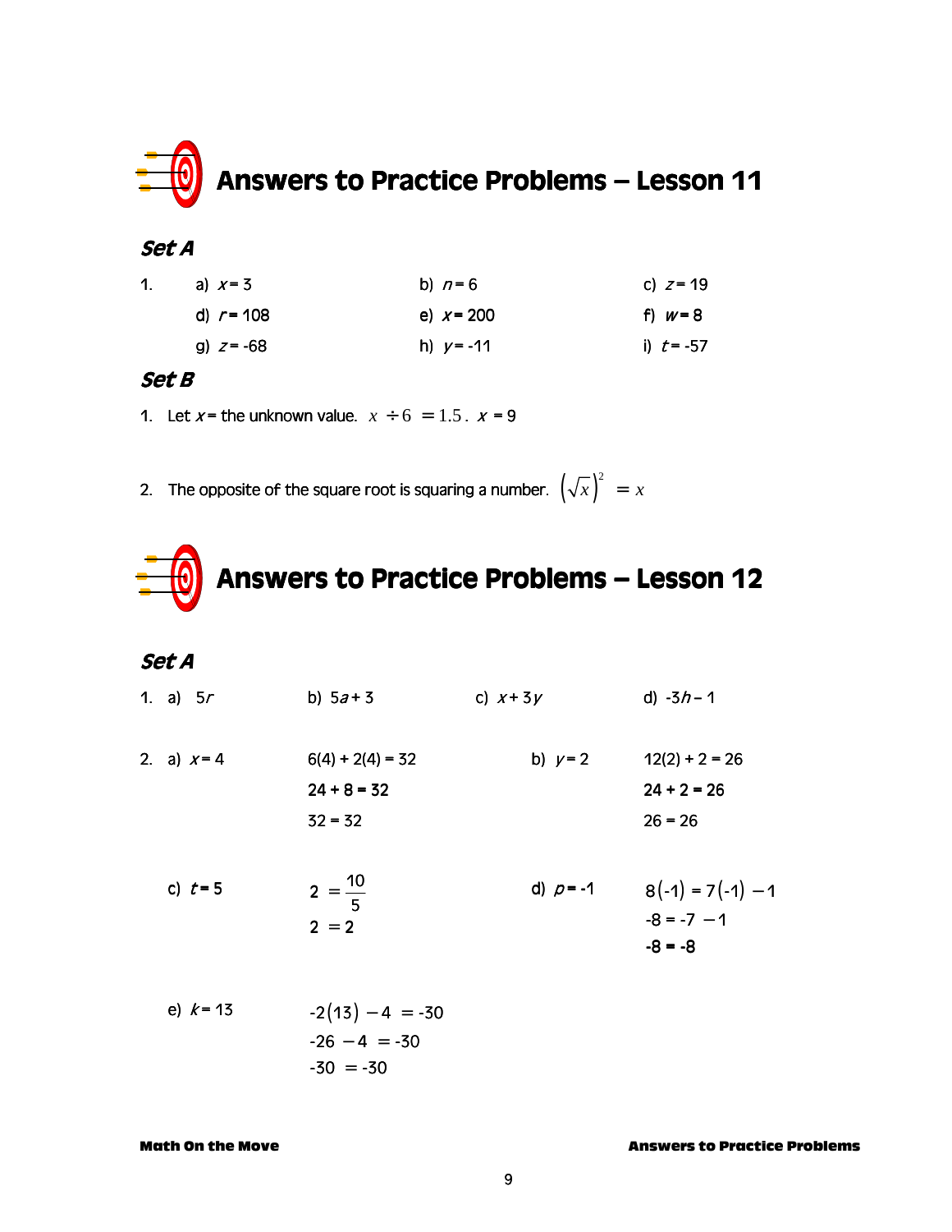# Answers to Practice Problems – Lesson 11

## *Set A*

1. a) $x = 3$ b) $n = 6$ c) $z = 19$

   d) $r = 108$ e) $x = 200$ f) $w = 8$

   g) $z = -68$ h) $y = -11$ i) $t = -57$

## *Set B*

1. Let $x$ = the unknown value. $x \div 6 = 1.5$. $x = 9$

2. The opposite of the square root is squaring a number. $\left(\sqrt{x}\right)^2 = x$

# Answers to Practice Problems – Lesson 12

## *Set A*

1. a) $5r$ b) $5a + 3$ c) $x + 3y$ d) $-3h - 1$

2. a) $x = 4$

   $6(4) + 2(4) = 32$
   $24 + 8 = 32$
   $32 = 32$

   b) $y = 2$

   $12(2) + 2 = 26$
   $24 + 2 = 26$
   $26 = 26$

   c) $t = 5$

   $2 = \frac{10}{5}$
   $2 = 2$

   d) $p = -1$

   $8(-1) = 7(-1) - 1$
   $-8 = -7 - 1$
   $-8 = -8$

   e) $k = 13$

   $-2(13) - 4 = -30$
   $-26 - 4 = -30$
   $-30 = -30$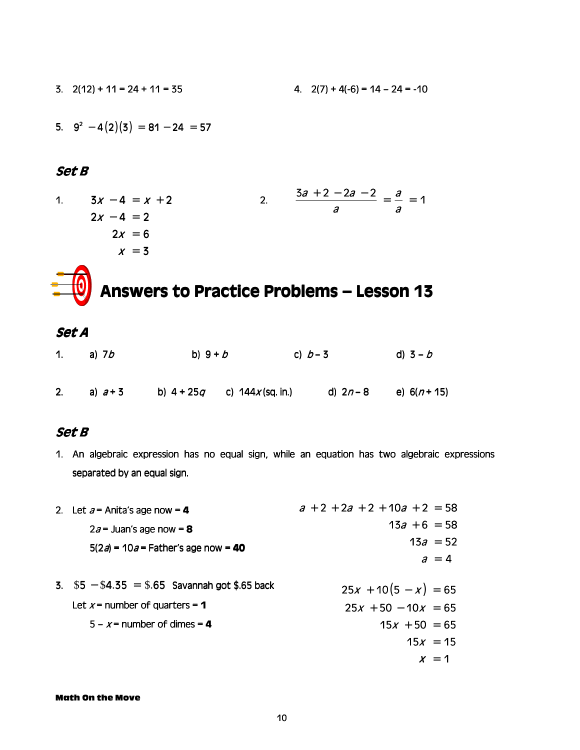3. $2(12) + 11 = 24 + 11 = 35$

4. $2(7) + 4(-6) = 14 - 24 = -10$

5. $9^2 - 4(2)(3) = 81 - 24 = 57$

### *Set B*

1.
$$
\begin{aligned}
3x - 4 &= x + 2 \\
2x - 4 &= 2 \\
2x &= 6 \\
x &= 3
\end{aligned}
$$

2. $\dfrac{3a + 2 - 2a - 2}{a} = \dfrac{a}{a} = 1$

## Answers to Practice Problems – Lesson 13

### *Set A*

1. a) $7b$ b) $9 + b$ c) $b - 3$ d) $3 - b$

2. a) $a + 3$ b) $4 + 25q$ c) $144x$ (sq. in.) d) $2n - 8$ e) $6(n + 15)$

### *Set B*

1. An algebraic expression has no equal sign, while an equation has two algebraic expressions separated by an equal sign.

2. Let $a$ = Anita's age now = **4**
   $2a$ = Juan's age now = **8**
   $5(2a)$ **=** $10a$ **=** Father's age now **= 40**

$$
\begin{aligned}
a + 2 + 2a + 2 + 10a + 2 &= 58 \\
13a + 6 &= 58 \\
13a &= 52 \\
a &= 4
\end{aligned}
$$

3. $\$5 - \$4.35 = \$.65$ Savannah got \$.65 back
   Let $x$ = number of quarters = **1**
   $5 - x$ = number of dimes = **4**

$$
\begin{aligned}
25x + 10(5 - x) &= 65 \\
25x + 50 - 10x &= 65 \\
15x + 50 &= 65 \\
15x &= 15 \\
x &= 1
\end{aligned}
$$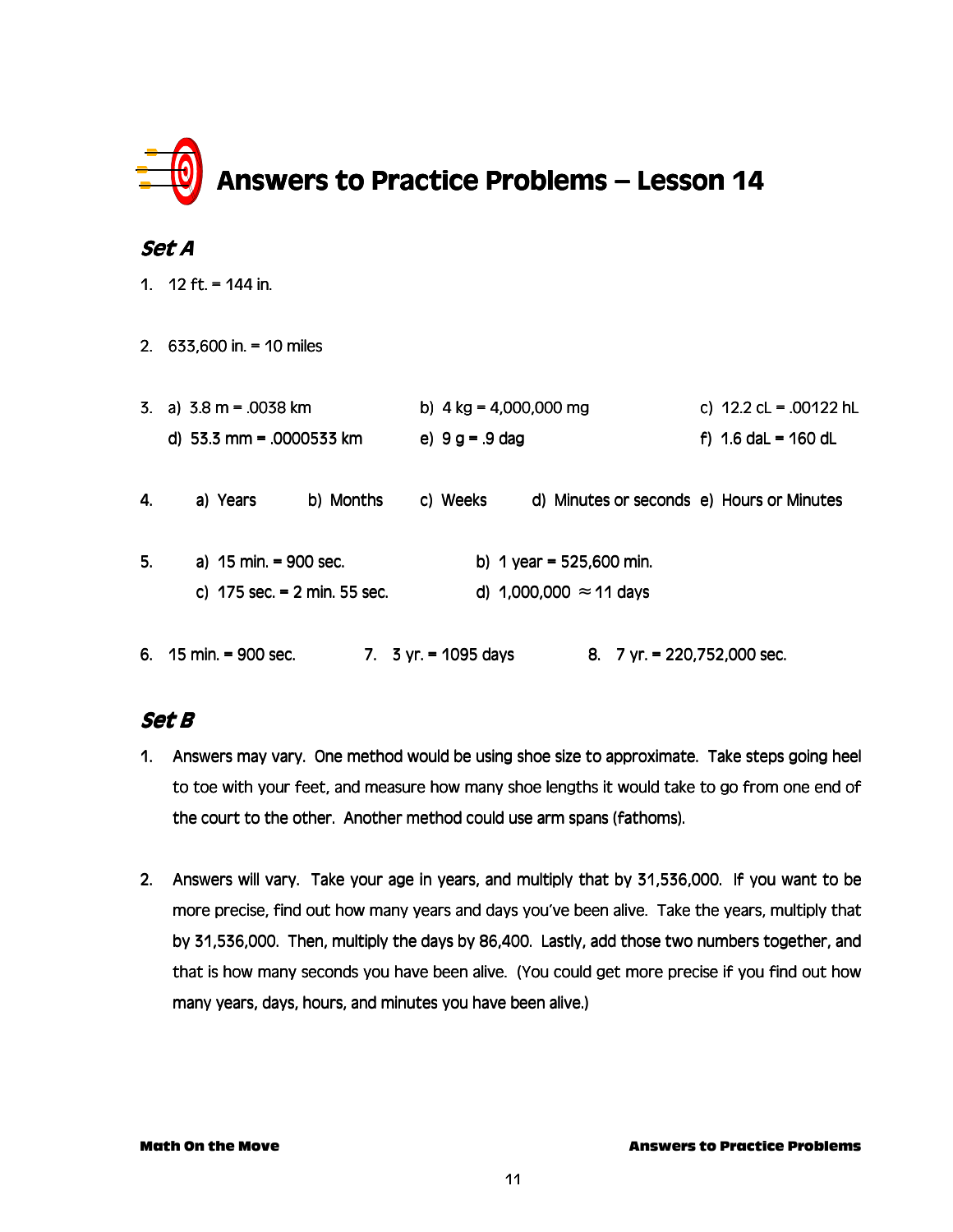# Answers to Practice Problems – Lesson 14

## *Set A*

1. 12 ft. = 144 in.

2. 633,600 in. = 10 miles

3. a) 3.8 m = .0038 km  b) 4 kg = 4,000,000 mg  c) 12.2 cL = .00122 hL
   d) 53.3 mm = .0000533 km  e) 9 g = .9 dag  f) 1.6 daL = 160 dL

4. a) Years  b) Months  c) Weeks  d) Minutes or seconds  e) Hours or Minutes

5. a) 15 min. = 900 sec.  b) 1 year = 525,600 min.
   c) 175 sec. = 2 min. 55 sec.  d) 1,000,000 $\approx$ 11 days

6. 15 min. = 900 sec.

7. 3 yr. = 1095 days

8. 7 yr. = 220,752,000 sec.

## *Set B*

1. Answers may vary. One method would be using shoe size to approximate. Take steps going heel to toe with your feet, and measure how many shoe lengths it would take to go from one end of the court to the other. Another method could use arm spans (fathoms).

2. Answers will vary. Take your age in years, and multiply that by 31,536,000. If you want to be more precise, find out how many years and days you've been alive. Take the years, multiply that by 31,536,000. Then, multiply the days by 86,400. Lastly, add those two numbers together, and that is how many seconds you have been alive. (You could get more precise if you find out how many years, days, hours, and minutes you have been alive.)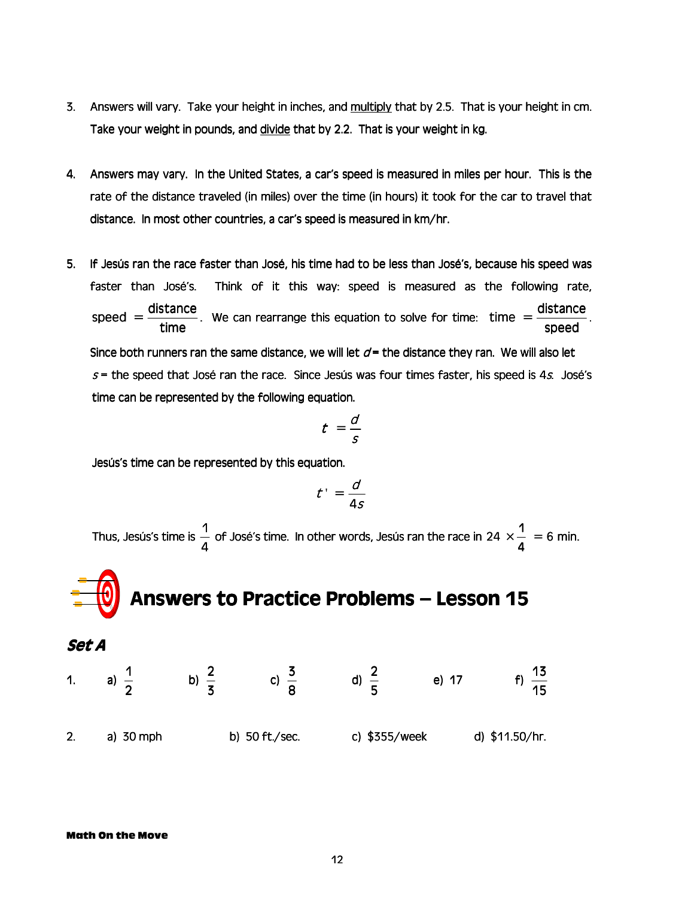3. Answers will vary. Take your height in inches, and multiply that by 2.5. That is your height in cm. Take your weight in pounds, and divide that by 2.2. That is your weight in kg.

4. Answers may vary. In the United States, a car's speed is measured in miles per hour. This is the rate of the distance traveled (in miles) over the time (in hours) it took for the car to travel that distance. In most other countries, a car's speed is measured in km/hr.

5. If Jesús ran the race faster than José, his time had to be less than José's, because his speed was faster than José's. Think of it this way: speed is measured as the following rate, $\text{speed} = \frac{\text{distance}}{\text{time}}$. We can rearrange this equation to solve for time: $\text{time} = \frac{\text{distance}}{\text{speed}}$.

   Since both runners ran the same distance, we will let $d$ = the distance they ran. We will also let $s$ = the speed that José ran the race. Since Jesús was four times faster, his speed is $4s$. José's time can be represented by the following equation.

$$t = \frac{d}{s}$$

   Jesús's time can be represented by this equation.

$$t' = \frac{d}{4s}$$

   Thus, Jesús's time is $\frac{1}{4}$ of José's time. In other words, Jesús ran the race in $24 \times \frac{1}{4} = 6$ min.

# Answers to Practice Problems – Lesson 15

## *Set A*

1. a) $\frac{1}{2}$ b) $\frac{2}{3}$ c) $\frac{3}{8}$ d) $\frac{2}{5}$ e) 17 f) $\frac{13}{15}$

2. a) 30 mph b) 50 ft./sec. c) $355/week d) $11.50/hr.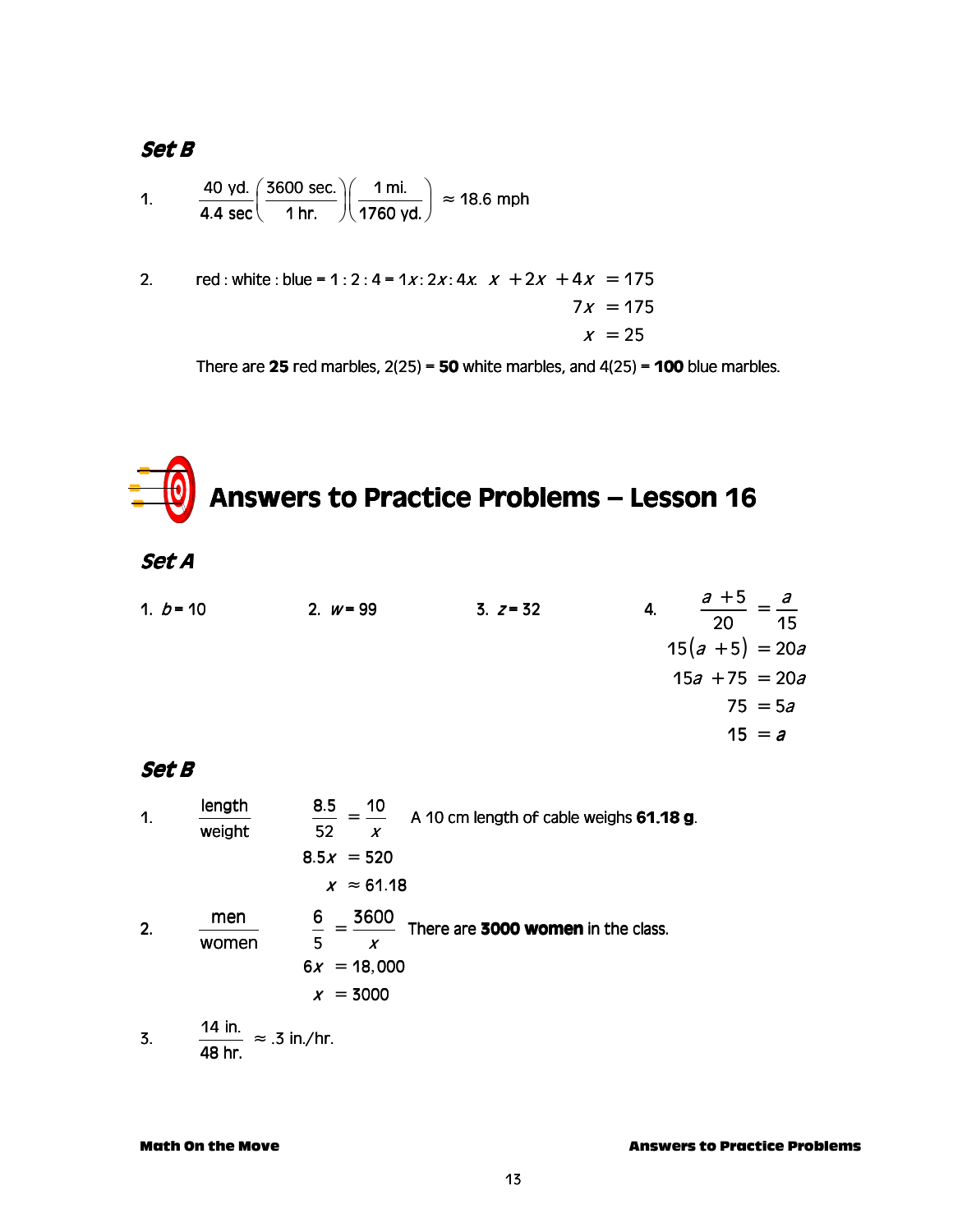### *Set B*

1. $$\frac{40 \text{ yd.}}{4.4 \text{ sec}}\left(\frac{3600 \text{ sec.}}{1 \text{ hr.}}\right)\left(\frac{1 \text{ mi.}}{1760 \text{ yd.}}\right) \approx 18.6 \text{ mph}$$

2. red : white : blue = 1 : 2 : 4 = $1x : 2x : 4x$.
$$\begin{aligned} x + 2x + 4x &= 175 \\ 7x &= 175 \\ x &= 25 \end{aligned}$$

   There are **25** red marbles, 2(25) = **50** white marbles, and 4(25) = **100** blue marbles.

# Answers to Practice Problems – Lesson 16

### *Set A*

1. $b = 10$

2. $w = 99$

3. $z = 32$

4. $$\begin{aligned} \frac{a+5}{20} &= \frac{a}{15} \\ 15(a+5) &= 20a \\ 15a + 75 &= 20a \\ 75 &= 5a \\ 15 &= a \end{aligned}$$

### *Set B*

1. $$\frac{\text{length}}{\text{weight}} \qquad \begin{aligned} \frac{8.5}{52} &= \frac{10}{x} \\ 8.5x &= 520 \\ x &\approx 61.18 \end{aligned}$$

   A 10 cm length of cable weighs **61.18 g**.

2. $$\frac{\text{men}}{\text{women}} \qquad \begin{aligned} \frac{6}{5} &= \frac{3600}{x} \\ 6x &= 18{,}000 \\ x &= 3000 \end{aligned}$$

   There are **3000 women** in the class.

3. $$\frac{14 \text{ in.}}{48 \text{ hr.}} \approx .3 \text{ in./hr.}$$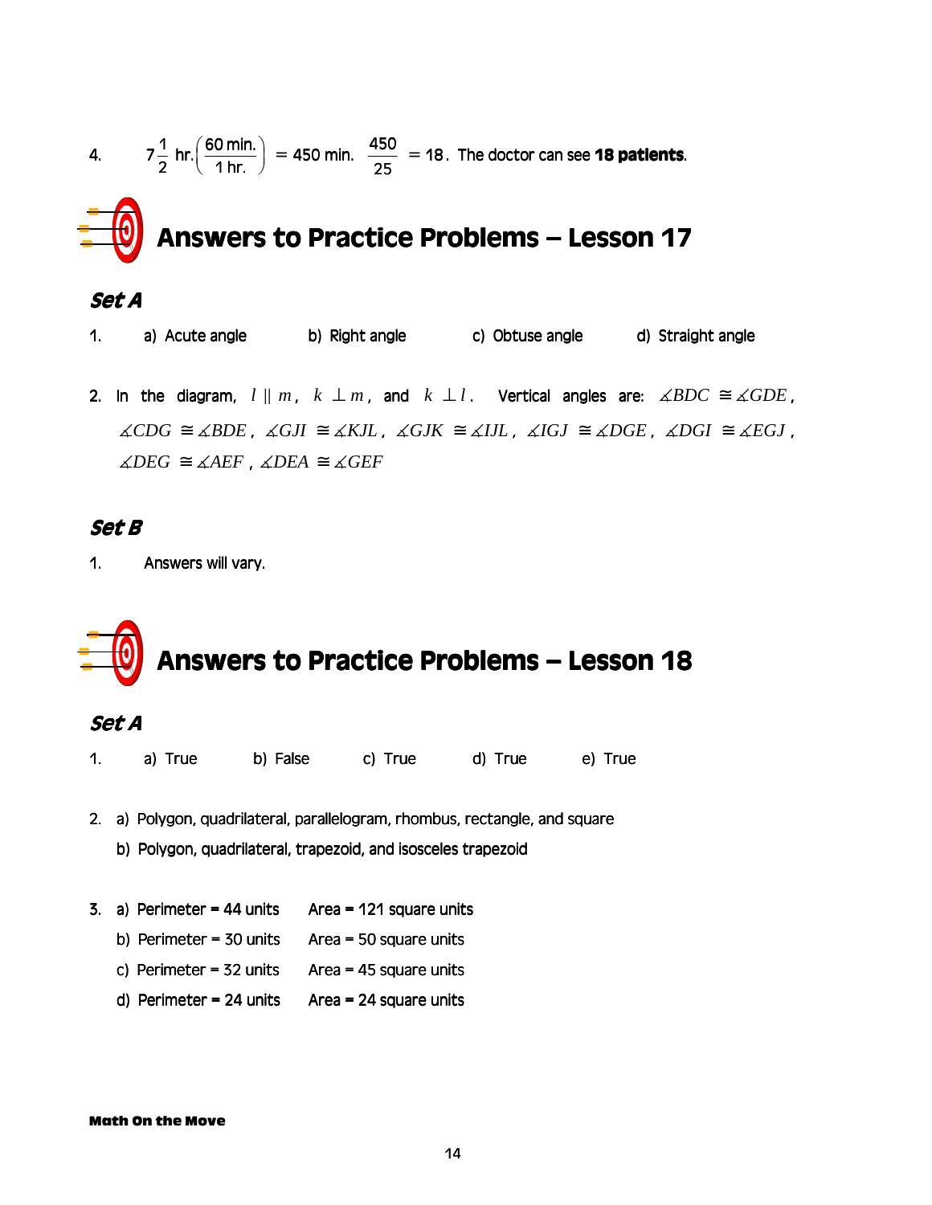4. $7\frac{1}{2}$ hr.$\left(\frac{60 \text{ min.}}{1 \text{ hr.}}\right) = 450$ min. $\frac{450}{25} = 18$. The doctor can see **18 patients**.

# Answers to Practice Problems – Lesson 17

## *Set A*

1. a) Acute angle  b) Right angle  c) Obtuse angle  d) Straight angle

2. In the diagram, $l \parallel m$, $k \perp m$, and $k \perp l$. Vertical angles are: $\measuredangle BDC \cong \measuredangle GDE$, $\measuredangle CDG \cong \measuredangle BDE$, $\measuredangle GJI \cong \measuredangle KJL$, $\measuredangle GJK \cong \measuredangle IJL$, $\measuredangle IGJ \cong \measuredangle DGE$, $\measuredangle DGI \cong \measuredangle EGJ$, $\measuredangle DEG \cong \measuredangle AEF$, $\measuredangle DEA \cong \measuredangle GEF$

## *Set B*

1. Answers will vary.

# Answers to Practice Problems – Lesson 18

## *Set A*

1. a) True  b) False  c) True  d) True  e) True

2. a) Polygon, quadrilateral, parallelogram, rhombus, rectangle, and square
   b) Polygon, quadrilateral, trapezoid, and isosceles trapezoid

3. a) Perimeter = 44 units  Area = 121 square units
   b) Perimeter = 30 units  Area = 50 square units
   c) Perimeter = 32 units  Area = 45 square units
   d) Perimeter = 24 units  Area = 24 square units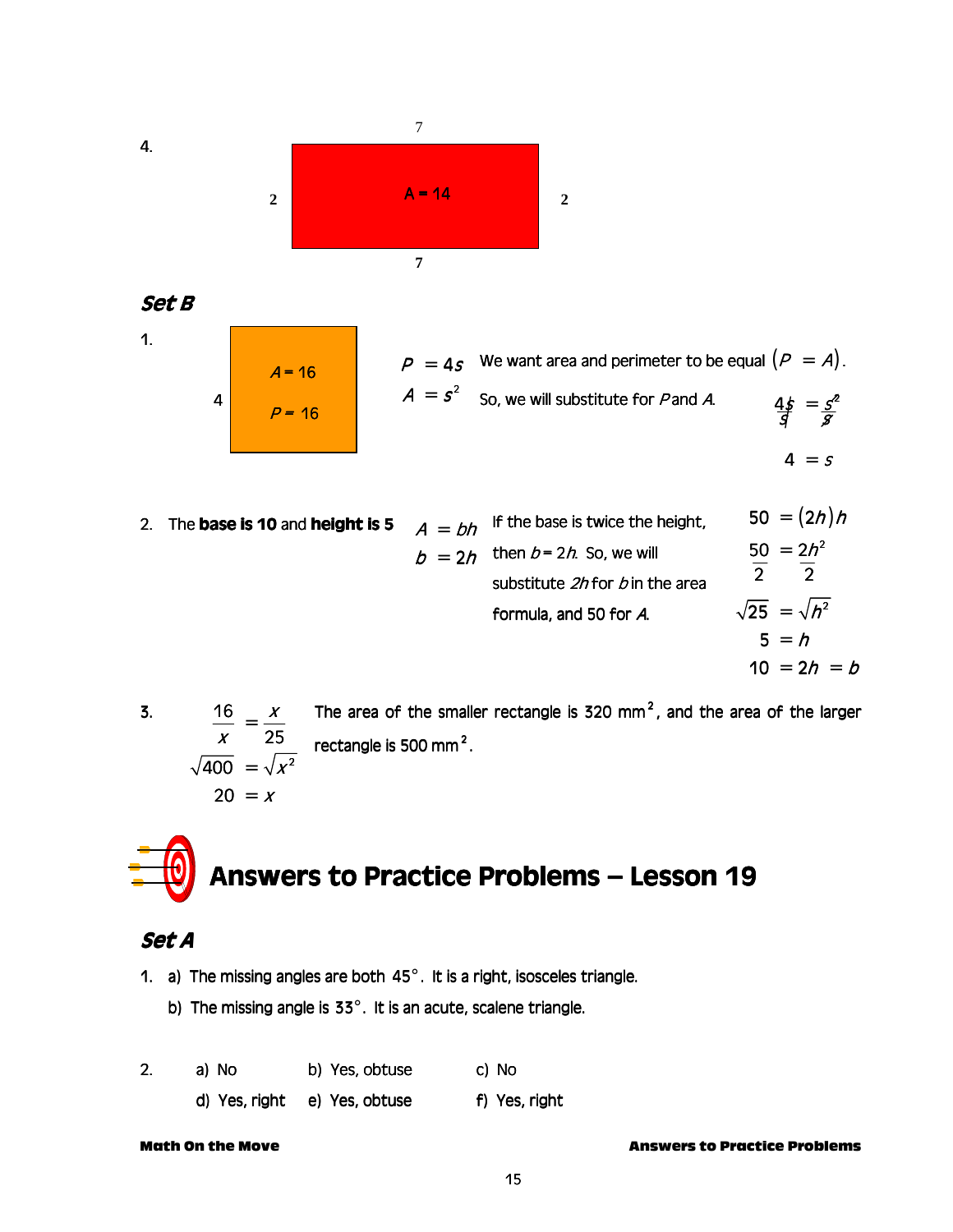4.

7

2 | A = 14 | 2

7

## *Set B*

1.

$A = 16$

4

$P = 16$

$$P = 4s$$
$$A = s^2$$

We want area and perimeter to be equal $(P = A)$.

So, we will substitute for $P$ and $A$.

$$\frac{4s}{s} = \frac{s^2}{s}$$
$$4 = s$$

2. The **base is 10** and **height is 5**

$$A = bh$$
$$b = 2h$$

If the base is twice the height, then $b = 2h$. So, we will substitute $2h$ for $b$ in the area formula, and 50 for $A$.

$$50 = (2h)h$$
$$\frac{50}{2} = \frac{2h^2}{2}$$
$$\sqrt{25} = \sqrt{h^2}$$
$$5 = h$$
$$10 = 2h = b$$

3.

$$\frac{16}{x} = \frac{x}{25}$$
$$\sqrt{400} = \sqrt{x^2}$$
$$20 = x$$

The area of the smaller rectangle is 320 mm$^2$, and the area of the larger rectangle is 500 mm$^2$.

# Answers to Practice Problems – Lesson 19

## *Set A*

1. a) The missing angles are both $45°$. It is a right, isosceles triangle.

   b) The missing angle is $33°$. It is an acute, scalene triangle.

2. a) No  b) Yes, obtuse  c) No

   d) Yes, right  e) Yes, obtuse  f) Yes, right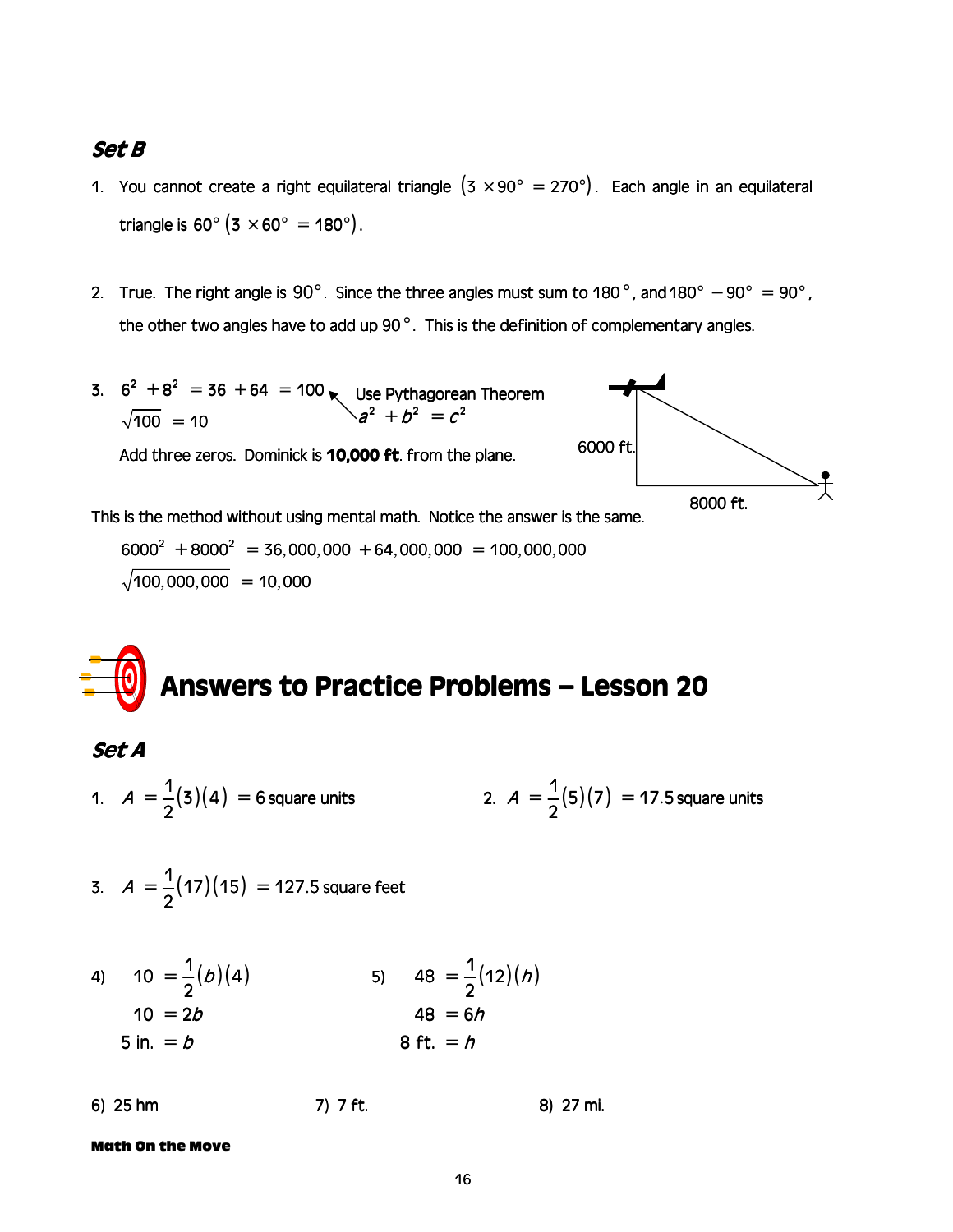## *Set B*

1. You cannot create a right equilateral triangle $(3 \times 90° = 270°)$. Each angle in an equilateral triangle is $60°$ $(3 \times 60° = 180°)$.

2. True. The right angle is $90°$. Since the three angles must sum to $180°$, and $180° - 90° = 90°$, the other two angles have to add up $90°$. This is the definition of complementary angles.

3. $6^2 + 8^2 = 36 + 64 = 100$ ← Use Pythagorean Theorem $a^2 + b^2 = c^2$

   $\sqrt{100} = 10$

   Add three zeros. Dominick is **10,000 ft**. from the plane.

   6000 ft.

   8000 ft.

This is the method without using mental math. Notice the answer is the same.

$$6000^2 + 8000^2 = 36,000,000 + 64,000,000 = 100,000,000$$

$$\sqrt{100,000,000} = 10,000$$

# Answers to Practice Problems – Lesson 20

## *Set A*

1. $A = \frac{1}{2}(3)(4) = 6$ square units

2. $A = \frac{1}{2}(5)(7) = 17.5$ square units

3. $A = \frac{1}{2}(17)(15) = 127.5$ square feet

4) $10 = \frac{1}{2}(b)(4)$

   $10 = 2b$

   $5 \text{ in.} = b$

5) $48 = \frac{1}{2}(12)(h)$

   $48 = 6h$

   $8 \text{ ft.} = h$

6) 25 hm

7) 7 ft.

8) 27 mi.

**Math On the Move**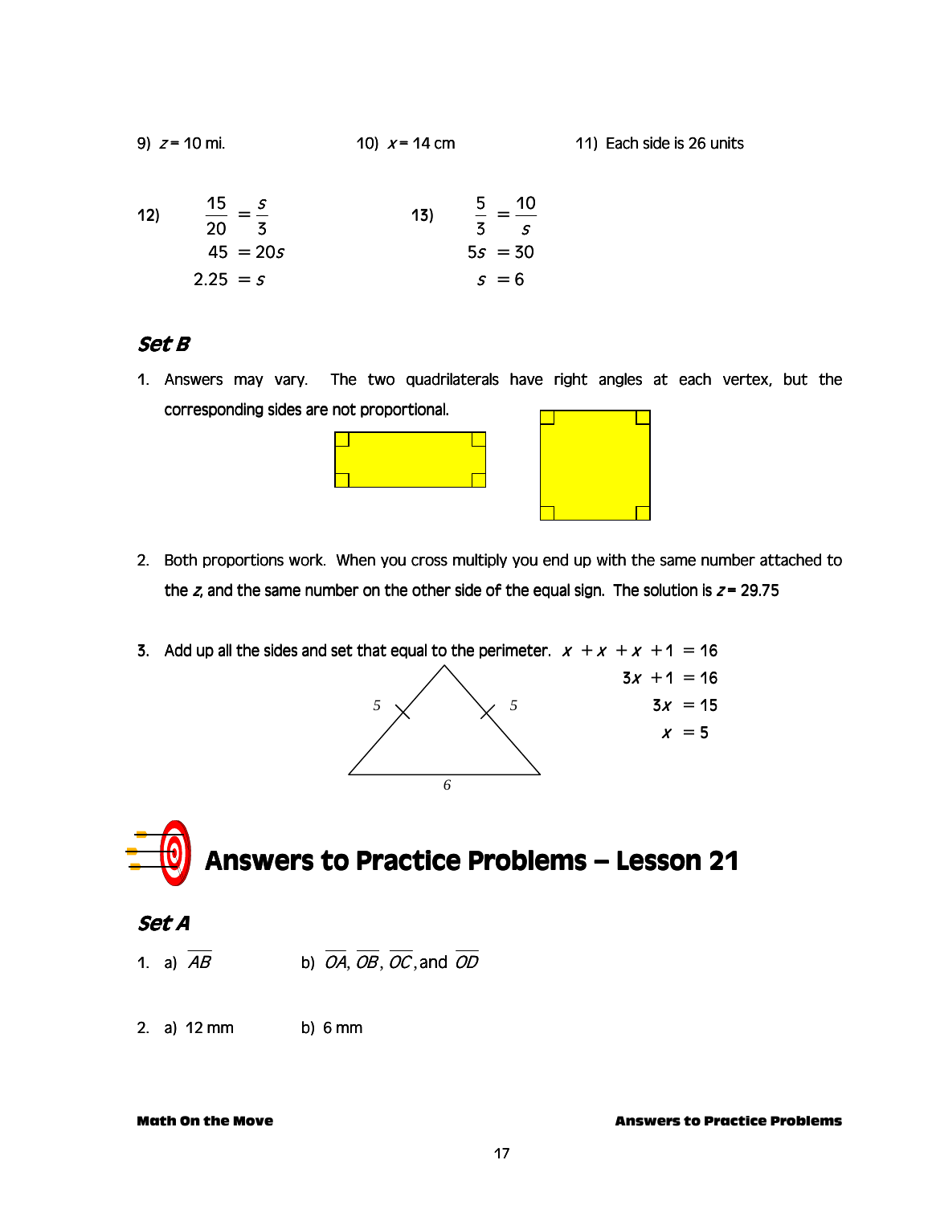9) $z = 10$ mi.

10) $x = 14$ cm

11) Each side is 26 units

12)
$$\frac{15}{20} = \frac{s}{3}$$
$$45 = 20s$$
$$2.25 = s$$

13)
$$\frac{5}{3} = \frac{10}{s}$$
$$5s = 30$$
$$s = 6$$

## Set B

1. Answers may vary. The two quadrilaterals have right angles at each vertex, but the corresponding sides are not proportional.

2. Both proportions work. When you cross multiply you end up with the same number attached to the $z$, and the same number on the other side of the equal sign. The solution is $z = 29.75$

3. Add up all the sides and set that equal to the perimeter.
$$x + x + x + 1 = 16$$
$$3x + 1 = 16$$
$$3x = 15$$
$$x = 5$$

# Answers to Practice Problems – Lesson 21

## Set A

1. a) $\overline{AB}$ b) $\overline{OA}$, $\overline{OB}$, $\overline{OC}$, and $\overline{OD}$

2. a) 12 mm b) 6 mm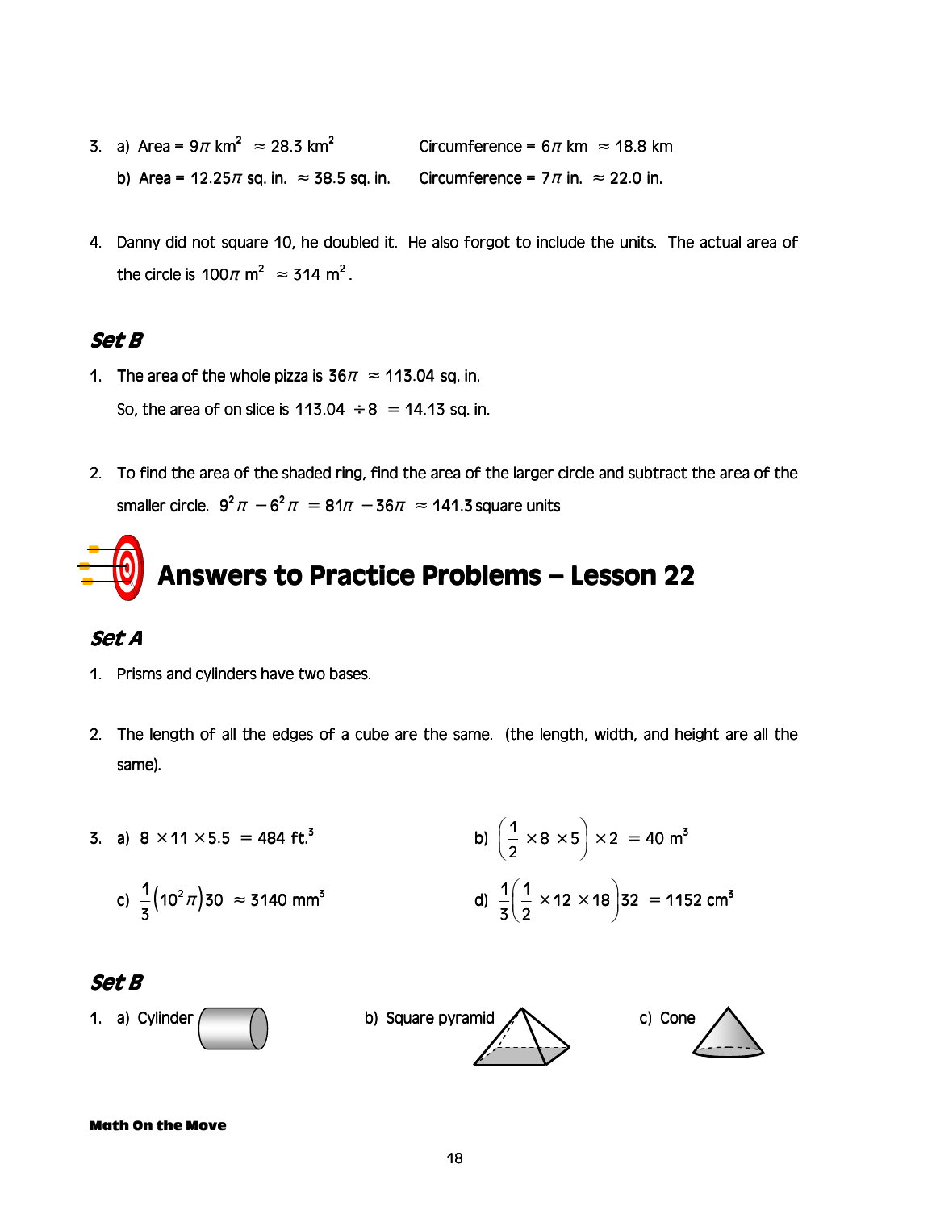3. a) Area = $9\pi$ km$^2$ $\approx 28.3$ km$^2$ Circumference = $6\pi$ km $\approx 18.8$ km

   b) Area = $12.25\pi$ sq. in. $\approx 38.5$ sq. in. Circumference = $7\pi$ in. $\approx 22.0$ in.

4. Danny did not square 10, he doubled it. He also forgot to include the units. The actual area of the circle is $100\pi$ m$^2$ $\approx 314$ m$^2$.

### *Set B*

1. The area of the whole pizza is $36\pi \approx 113.04$ sq. in.

   So, the area of on slice is $113.04 \div 8 = 14.13$ sq. in.

2. To find the area of the shaded ring, find the area of the larger circle and subtract the area of the smaller circle. $9^2\pi - 6^2\pi = 81\pi - 36\pi \approx 141.3$ square units

## Answers to Practice Problems – Lesson 22

### *Set A*

1. Prisms and cylinders have two bases.

2. The length of all the edges of a cube are the same. (the length, width, and height are all the same).

3. a) $8 \times 11 \times 5.5 = 484$ ft.$^3$

   b) $\left(\frac{1}{2} \times 8 \times 5\right) \times 2 = 40$ m$^3$

   c) $\frac{1}{3}\left(10^2\pi\right)30 \approx 3140$ mm$^3$

   d) $\frac{1}{3}\left(\frac{1}{2} \times 12 \times 18\right)32 = 1152$ cm$^3$

### *Set B*

1. a) Cylinder

   b) Square pyramid

   c) Cone

**Math On the Move**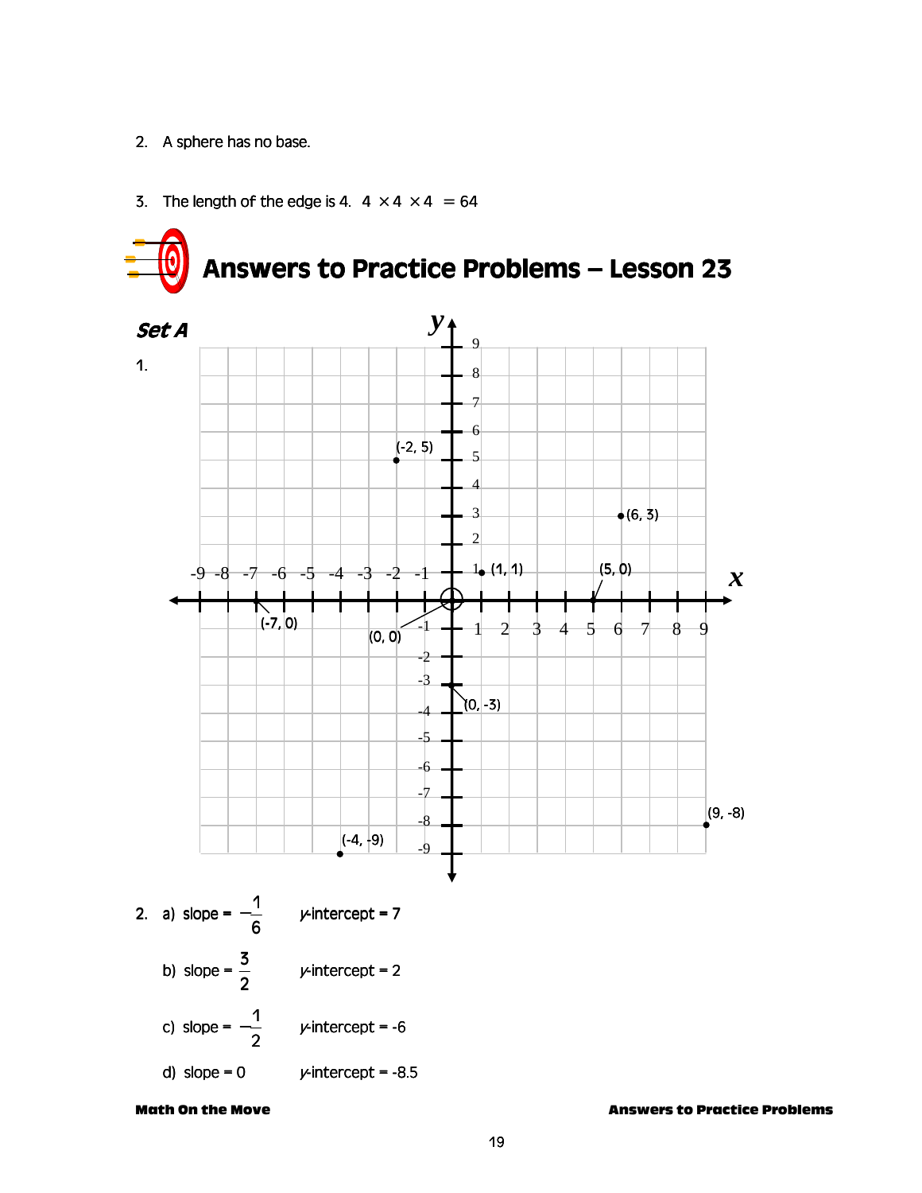2. A sphere has no base.

3. The length of the edge is 4. $4 \times 4 \times 4 = 64$

## Answers to Practice Problems – Lesson 23

### *Set A*

1.

(-2, 5)

(6, 3)

(1, 1)

(5, 0)

(-7, 0)

(0, 0)

(0, -3)

(9, -8)

(-4, -9)

2. a) slope = $-\frac{1}{6}$ *y*-intercept = 7

b) slope = $\frac{3}{2}$ *y*-intercept = 2

c) slope = $-\frac{1}{2}$ *y*-intercept = -6

d) slope = 0 *y*-intercept = -8.5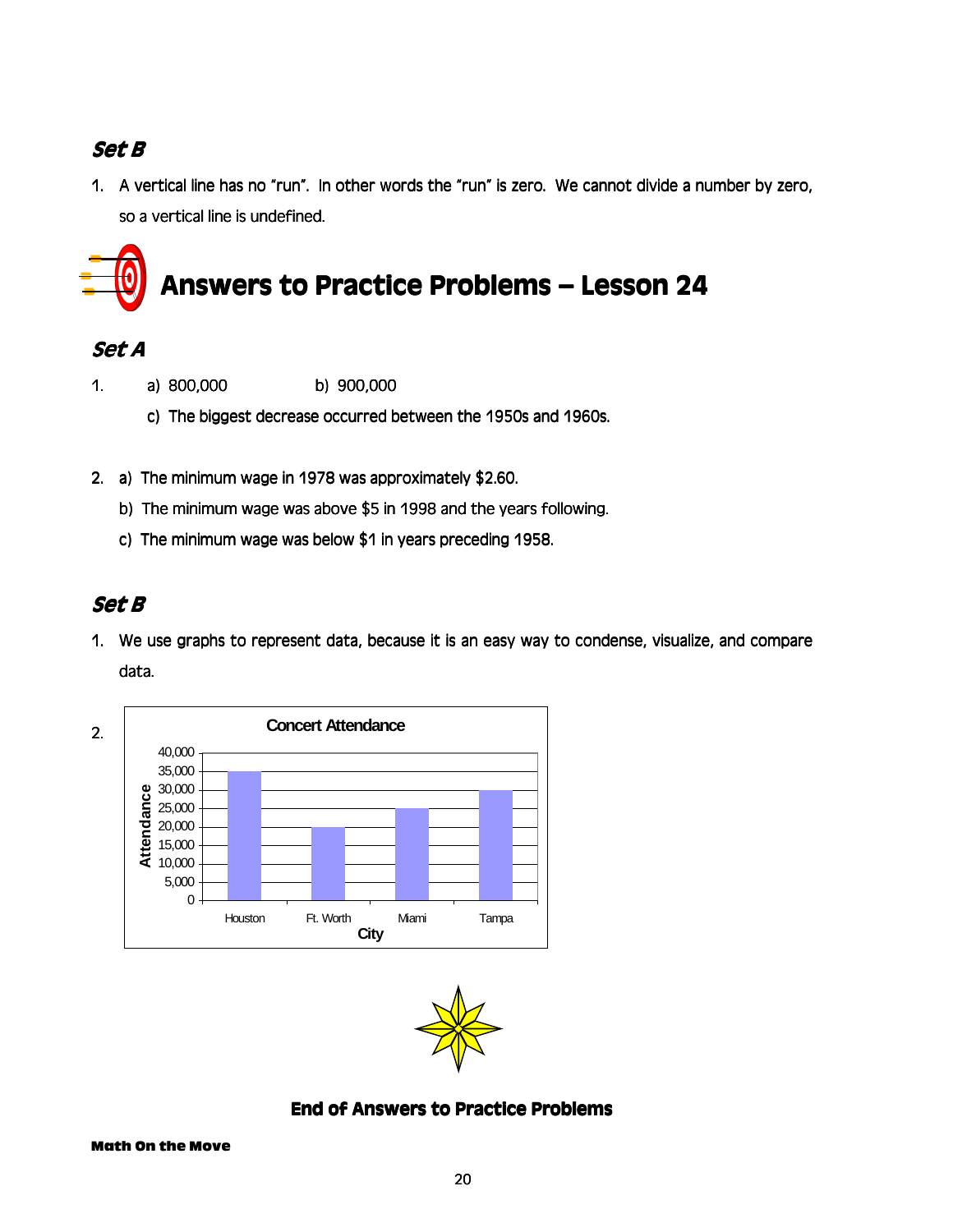### Set B

1. A vertical line has no "run". In other words the "run" is zero. We cannot divide a number by zero, so a vertical line is undefined.

## Answers to Practice Problems – Lesson 24

### Set A

1. a) 800,000 b) 900,000

   c) The biggest decrease occurred between the 1950s and 1960s.

2. a) The minimum wage in 1978 was approximately $2.60.

   b) The minimum wage was above $5 in 1998 and the years following.

   c) The minimum wage was below $1 in years preceding 1958.

### Set B

1. We use graphs to represent data, because it is an easy way to condense, visualize, and compare data.

2.

Concert Attendance

Attendance

40,000
35,000
30,000
25,000
20,000
15,000
10,000
5,000
0

Houston
Ft. Worth
Miami
Tampa

City

**End of Answers to Practice Problems**

**Math On the Move**